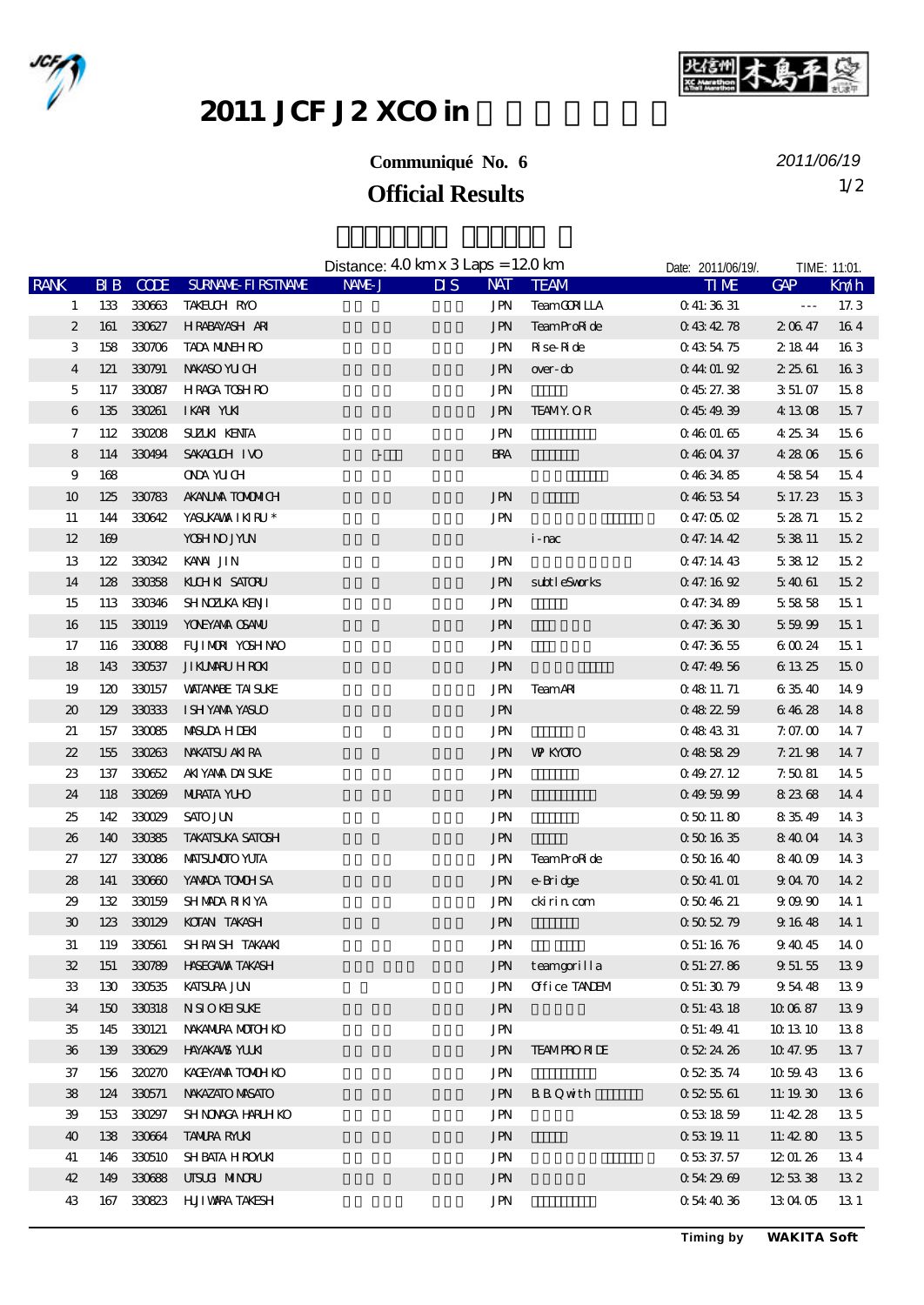# 2011 JCF J2 XCO in

**Communiqué No. 6**

**Official Results**

*2011/06/19*

Distance: 4.0 km x 3 Laps = 12.0 km — Date: 2011/06/19/. — TIME: 11:01.

| RANK | BIB | CODE | SURNAME-FIRSTNAME | NAME-J | DIS | NAT | TEAM | TIME | GAP | Km/h |
|---|---|---|---|---|---|---|---|---|---|---|
| 1 | 133 | 330663 | TAKEUCHI RYO | | | JPN | TeamGORILLA | 0:41:36.31 | --- | 17.3 |
| 2 | 161 | 330627 | HIRABAYASHI ARI | | | JPN | TeamProRide | 0:43:42.78 | 2:06.47 | 16.4 |
| 3 | 158 | 330706 | TADA MUNEHIRO | | | JPN | Rise-Ride | 0:43:54.75 | 2:18.44 | 16.3 |
| 4 | 121 | 330791 | NAKASO YUICHI | | | JPN | over-do | 0:44:01.92 | 2:25.61 | 16.3 |
| 5 | 117 | 330087 | HIRAGA TOSHIRO | | | JPN | | 0:45:27.38 | 3:51.07 | 15.8 |
| 6 | 135 | 330261 | IKARI YUKI | | | JPN | TEAM Y.O.R | 0:45:49.39 | 4:13.08 | 15.7 |
| 7 | 112 | 330208 | SUZUKI KENTA | | | JPN | | 0:46:01.65 | 4:25.34 | 15.6 |
| 8 | 114 | 330494 | SAKAGUCHI IVO | | | BRA | | 0:46:04.37 | 4:28.06 | 15.6 |
| 9 | 168 | | ONDA YUICHI | | | | | 0:46:34.85 | 4:58.54 | 15.4 |
| 10 | 125 | 330783 | AKANUMA TOMOMICHI | | | JPN | | 0:46:53.54 | 5:17.23 | 15.3 |
| 11 | 144 | 330642 | YASUKAWA IKIRU * | | | JPN | | 0:47:05.02 | 5:28.71 | 15.2 |
| 12 | 169 | | YOSHINO JYUN | | | | i-nac | 0:47:14.42 | 5:38.11 | 15.2 |
| 13 | 122 | 330342 | KANAI JIN | | | JPN | | 0:47:14.43 | 5:38.12 | 15.2 |
| 14 | 128 | 330358 | KUCHIKI SATORU | | | JPN | subtleSworks | 0:47:16.92 | 5:40.61 | 15.2 |
| 15 | 113 | 330346 | SHINOZUKA KENJI | | | JPN | | 0:47:34.89 | 5:58.58 | 15.1 |
| 16 | 115 | 330119 | YONEYAMA OSAMU | | | JPN | | 0:47:36.30 | 5:59.99 | 15.1 |
| 17 | 116 | 330088 | FUJIMORI YOSHINAO | | | JPN | | 0:47:36.55 | 6:00.24 | 15.1 |
| 18 | 143 | 330537 | JIKUMARU HIROKI | | | JPN | | 0:47:49.56 | 6:13.25 | 15.0 |
| 19 | 120 | 330157 | WATANABE TAISUKE | | | JPN | TeamARI | 0:48:11.71 | 6:35.40 | 14.9 |
| 20 | 129 | 330333 | ISHIYAMA YASUO | | | JPN | | 0:48:22.59 | 6:46.28 | 14.8 |
| 21 | 157 | 330085 | MASUDA HIDEKI | | | JPN | | 0:48:43.31 | 7:07.00 | 14.7 |
| 22 | 155 | 330263 | NAKATSU AKIRA | | | JPN | WP KYOTO | 0:48:58.29 | 7:21.98 | 14.7 |
| 23 | 137 | 330652 | AKIYAMA DAISUKE | | | JPN | | 0:49:27.12 | 7:50.81 | 14.5 |
| 24 | 118 | 330269 | MURATA YUHO | | | JPN | | 0:49:59.99 | 8:23.68 | 14.4 |
| 25 | 142 | 330029 | SATO JUN | | | JPN | | 0:50:11.80 | 8:35.49 | 14.3 |
| 26 | 140 | 330385 | TAKATSUKA SATOSHI | | | JPN | | 0:50:16.35 | 8:40.04 | 14.3 |
| 27 | 127 | 330086 | MATSUMOTO YUTA | | | JPN | TeamProRide | 0:50:16.40 | 8:40.09 | 14.3 |
| 28 | 141 | 330660 | YAMADA TOMOHISA | | | JPN | e-Bridge | 0:50:41.01 | 9:04.70 | 14.2 |
| 29 | 132 | 330159 | SHIMADA RIKIYA | | | JPN | ckirin.com | 0:50:46.21 | 9:09.90 | 14.1 |
| 30 | 123 | 330129 | KOTANI TAKASHI | | | JPN | | 0:50:52.79 | 9:16.48 | 14.1 |
| 31 | 119 | 330561 | SHIRAISHI TAKAAKI | | | JPN | | 0:51:16.76 | 9:40.45 | 14.0 |
| 32 | 151 | 330789 | HASEGAWA TAKASHI | | | JPN | teamgorilla | 0:51:27.86 | 9:51.55 | 13.9 |
| 33 | 130 | 330535 | KATSURA JUN | | | JPN | Office TANDEM | 0:51:30.79 | 9:54.48 | 13.9 |
| 34 | 150 | 330318 | NISIO KEISUKE | | | JPN | | 0:51:43.18 | 10:06.87 | 13.9 |
| 35 | 145 | 330121 | NAKAMURA MOTOHIKO | | | JPN | | 0:51:49.41 | 10:13.10 | 13.8 |
| 36 | 139 | 330629 | HAYAKAWA YUUKI | | | JPN | TEAM PRO RIDE | 0:52:24.26 | 10:47.95 | 13.7 |
| 37 | 156 | 320270 | KAGEYAMA TOMOHIKO | | | JPN | | 0:52:35.74 | 10:59.43 | 13.6 |
| 38 | 124 | 330571 | NAKAZATO MASATO | | | JPN | B.B.Q with | 0:52:55.61 | 11:19.30 | 13.6 |
| 39 | 153 | 330297 | SHINONAGA HARUHIKO | | | JPN | | 0:53:18.59 | 11:42.28 | 13.5 |
| 40 | 138 | 330664 | TAMURA RYUKI | | | JPN | | 0:53:19.11 | 11:42.80 | 13.5 |
| 41 | 146 | 330510 | SHIBATA HIROYUKI | | | JPN | | 0:53:37.57 | 12:01.26 | 13.4 |
| 42 | 149 | 330688 | UTSUGI MINORU | | | JPN | | 0:54:29.69 | 12:53.38 | 13.2 |
| 43 | 167 | 330823 | HIJIWARA TAKESHI | | | JPN | | 0:54:40.36 | 13:04.05 | 13.1 |

Timing by WAKITA Soft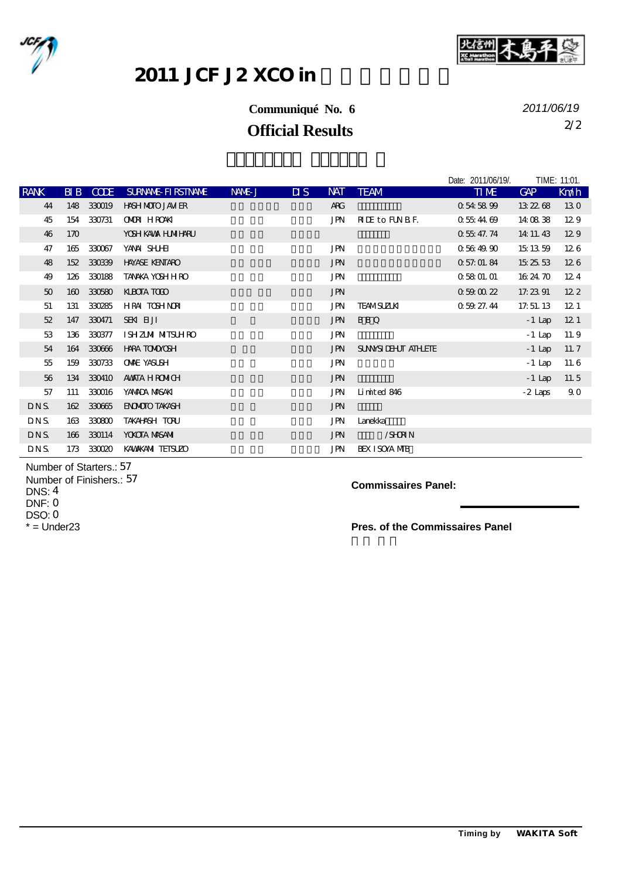# 2011 JCF J2 XCO in

**Communiqué No. 6**

**Official Results**

2011/06/19

Date: 2011/06/19/. TIME: 11:01.

| RANK | BIB | CODE | SURNAME-FIRSTNAME | NAME-J | DIS | NAT | TEAM | TIME | GAP | Km/h |
|---|---|---|---|---|---|---|---|---|---|---|
| 44 | 148 | 330019 | HASHIMOTO JAVIER | | | ARG | | 0:54:58.99 | 13:22.68 | 13.0 |
| 45 | 154 | 330731 | OMORI HIROAKI | | | JPN | RIDE to FUN B.F. | 0:55:44.69 | 14:08.38 | 12.9 |
| 46 | 170 | | YOSHIKAWA HUMIHARU | | | | | 0:55:47.74 | 14:11.43 | 12.9 |
| 47 | 165 | 330067 | YANAI SHUHEI | | | JPN | | 0:56:49.90 | 15:13.59 | 12.6 |
| 48 | 152 | 330339 | HAYASE KENTARO | | | JPN | | 0:57:01.84 | 15:25.53 | 12.6 |
| 49 | 126 | 330188 | TANAKA YOSHIHIRO | | | JPN | | 0:58:01.01 | 16:24.70 | 12.4 |
| 50 | 160 | 330580 | KUBOTA TOGO | | | JPN | | 0:59:00.22 | 17:23.91 | 12.2 |
| 51 | 131 | 330285 | HIRAI TOSHINORI | | | JPN | TEAM SUZUKI | 0:59:27.44 | 17:51.13 | 12.1 |
| 52 | 147 | 330471 | SEKI EIJI | | | JPN | B B Q | | -1 Lap | 12.1 |
| 53 | 136 | 330377 | ISHIZUMI MITSUHIRO | | | JPN | | | -1 Lap | 11.9 |
| 54 | 164 | 330666 | HARA TOMOYOSHI | | | JPN | SUNNYSIDEHUT ATHLETE | | -1 Lap | 11.7 |
| 55 | 159 | 330733 | OMAE YASUSHI | | | JPN | | | -1 Lap | 11.6 |
| 56 | 134 | 330410 | AWATA HIROMICHI | | | JPN | | | -1 Lap | 11.5 |
| 57 | 111 | 330016 | YAMADA MASAKI | | | JPN | Limited 846 | | -2 Laps | 9.0 |
| D.N.S. | 162 | 330665 | ENOMOTO TAKASHI | | | JPN | | | | |
| D.N.S. | 163 | 330800 | TAKAHASHI TORU | | | JPN | Lanekka | | | |
| D.N.S. | 166 | 330114 | YOKOTA MASAMI | | | JPN | /SHORIN | | | |
| D.N.S. | 173 | 330020 | KAWAKAMI TETSUZO | | | JPN | BEX ISOYA MTB | | | |

Number of Starters.: 57
Number of Finishers.: 57
DNS: 4
DNF: 0
DSO: 0
* = Under23

**Commissaires Panel:**

**Pres. of the Commissaires Panel**

Timing by WAKITA Soft